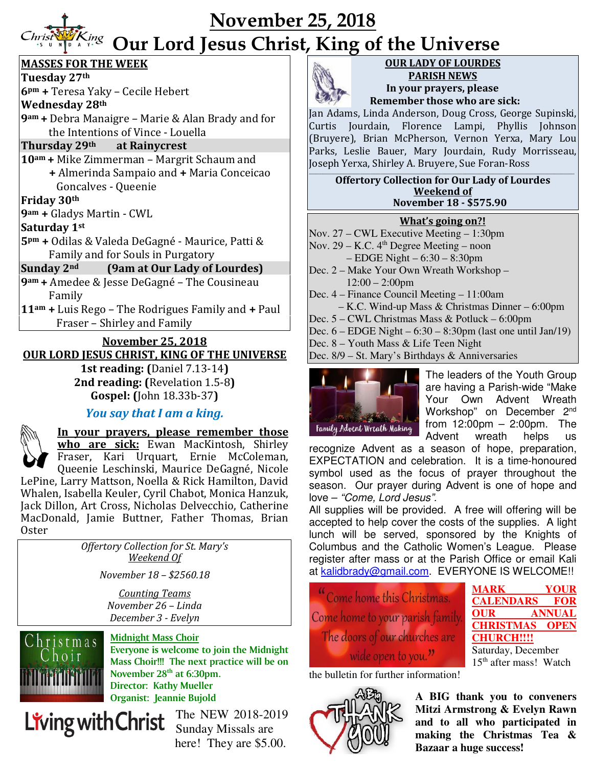# November 25, 2018

# Our Lord Jesus Christ, King of the Universe

## MASSES FOR THE WEEK

**Tuesday 27th**

**6pm** + Teresa Yaky – Cecile Hebert

**Wednesday 28th**

**9am** + Debra Manaigre – Marie & Alan Brady and for the Intentions of Vince - Louella

**Thursday 29th at Rainycrest**

**10am** + Mike Zimmerman – Margrit Schaum and + Almerinda Sampaio and + Maria Conceicao Goncalves - Queenie

**Friday 30th**

**9am** + Gladys Martin - CWL

**Saturday 1st**

**5pm** + Odilas & Valeda DeGagné - Maurice, Patti & Family and for Souls in Purgatory

**Sunday 2nd (9am at Our Lady of Lourdes)**

**9am** + Amedee & Jesse DeGagné – The Cousineau Family

**11am** + Luis Rego – The Rodrigues Family and + Paul Fraser – Shirley and Family

## November 25, 2018
## OUR LORD JESUS CHRIST, KING OF THE UNIVERSE

**1st reading: (**Daniel 7.13-14**)**
**2nd reading: (**Revelation 1.5-8**)**
**Gospel: (**John 18.33b-37**)**

***You say that I am a king.***

**In your prayers, please remember those who are sick:** Ewan MacKintosh, Shirley Fraser, Kari Urquart, Ernie McColeman, Queenie Leschinski, Maurice DeGagné, Nicole LePine, Larry Mattson, Noella & Rick Hamilton, David Whalen, Isabella Keuler, Cyril Chabot, Monica Hanzuk, Jack Dillon, Art Cross, Nicholas Delvecchio, Catherine MacDonald, Jamie Buttner, Father Thomas, Brian Oster

*Offertory Collection for St. Mary's*
*Weekend Of*

*November 18 – $2560.18*

*Counting Teams*
*November 26 – Linda*
*December 3 - Evelyn*

**Midnight Mass Choir**
**Everyone is welcome to join the Midnight Mass Choir!!! The next practice will be on November 28th at 6:30pm.**
**Director: Kathy Mueller**
**Organist: Jeannie Bujold**

Living with Christ — The NEW 2018-2019 Sunday Missals are here! They are $5.00.

## OUR LADY OF LOURDES PARISH NEWS

**In your prayers, please Remember those who are sick:**
Jan Adams, Linda Anderson, Doug Cross, George Supinski, Curtis Jourdain, Florence Lampi, Phyllis Johnson (Bruyere), Brian McPherson, Vernon Yerxa, Mary Lou Parks, Leslie Bauer, Mary Jourdain, Rudy Morrisseau, Joseph Yerxa, Shirley A. Bruyere, Sue Foran-Ross

**Offertory Collection for Our Lady of Lourdes**
**Weekend of**
**November 18 - $575.90**

## What's going on?!

- Nov. 27 – CWL Executive Meeting – 1:30pm
- Nov. 29 – K.C. 4th Degree Meeting – noon
  – EDGE Night – 6:30 – 8:30pm
- Dec. 2 – Make Your Own Wreath Workshop – 12:00 – 2:00pm
- Dec. 4 – Finance Council Meeting – 11:00am
  – K.C. Wind-up Mass & Christmas Dinner – 6:00pm
- Dec. 5 – CWL Christmas Mass & Potluck – 6:00pm
- Dec. 6 – EDGE Night – 6:30 – 8:30pm (last one until Jan/19)
- Dec. 8 – Youth Mass & Life Teen Night
- Dec. 8/9 – St. Mary's Birthdays & Anniversaries

The leaders of the Youth Group are having a Parish-wide "Make Your Own Advent Wreath Workshop" on December 2nd from 12:00pm – 2:00pm. The Advent wreath helps us recognize Advent as a season of hope, preparation, EXPECTATION and celebration. It is a time-honoured symbol used as the focus of prayer throughout the season. Our prayer during Advent is one of hope and love – *"Come, Lord Jesus".*

All supplies will be provided. A free will offering will be accepted to help cover the costs of the supplies. A light lunch will be served, sponsored by the Knights of Columbus and the Catholic Women's League. Please register after mass or at the Parish Office or email Kali at kalidbrady@gmail.com. EVERYONE IS WELCOME!!

"Come home this Christmas. Come home to your parish family. The doors of our churches are wide open to you."

**MARK YOUR CALENDARS FOR OUR ANNUAL CHRISTMAS OPEN CHURCH!!!!** Saturday, December 15th after mass! Watch the bulletin for further information!

**A BIG thank you to conveners Mitzi Armstrong & Evelyn Rawn and to all who participated in making the Christmas Tea & Bazaar a huge success!**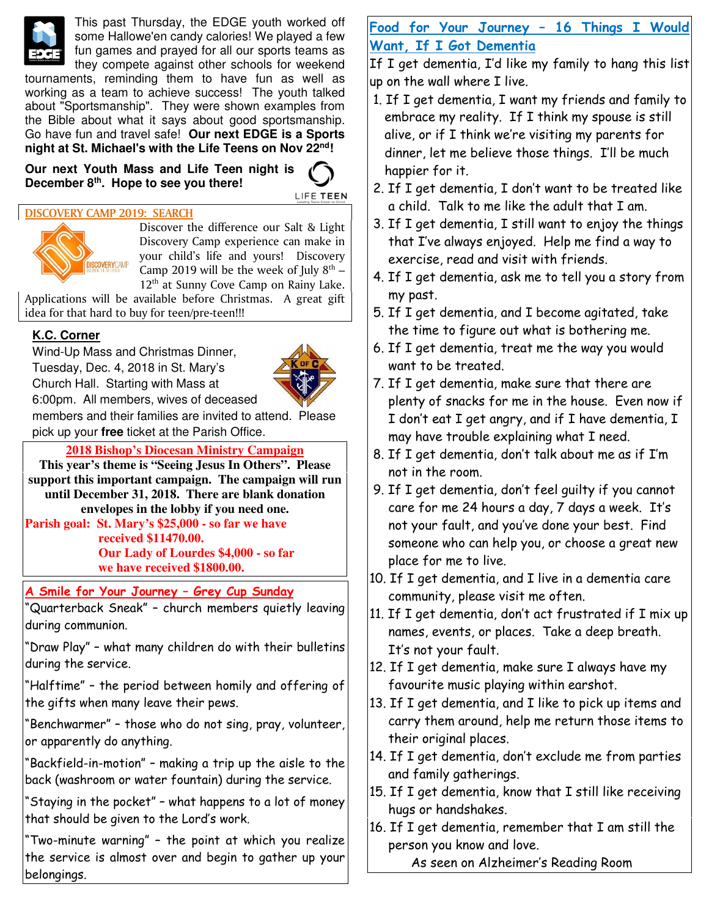This past Thursday, the EDGE youth worked off some Hallowe'en candy calories! We played a few fun games and prayed for all our sports teams as they compete against other schools for weekend tournaments, reminding them to have fun as well as working as a team to achieve success! The youth talked about "Sportsmanship". They were shown examples from the Bible about what it says about good sportsmanship. Go have fun and travel safe! **Our next EDGE is a Sports night at St. Michael's with the Life Teens on Nov 22nd!**

**Our next Youth Mass and Life Teen night is December 8th. Hope to see you there!**

## DISCOVERY CAMP 2019: SEARCH

Discover the difference our Salt & Light Discovery Camp experience can make in your child's life and yours! Discovery Camp 2019 will be the week of July 8th – 12th at Sunny Cove Camp on Rainy Lake. Applications will be available before Christmas. A great gift idea for that hard to buy for teen/pre-teen!!!

## K.C. Corner

Wind-Up Mass and Christmas Dinner, Tuesday, Dec. 4, 2018 in St. Mary's Church Hall. Starting with Mass at 6:00pm. All members, wives of deceased members and their families are invited to attend. Please pick up your **free** ticket at the Parish Office.

## 2018 Bishop's Diocesan Ministry Campaign

**This year's theme is "Seeing Jesus In Others". Please support this important campaign. The campaign will run until December 31, 2018. There are blank donation envelopes in the lobby if you need one.**

**Parish goal: St. Mary's $25,000 - so far we have received $11470.00.**
**Our Lady of Lourdes $4,000 - so far we have received $1800.00.**

## A Smile for Your Journey – Grey Cup Sunday

"Quarterback Sneak" – church members quietly leaving during communion.

"Draw Play" – what many children do with their bulletins during the service.

"Halftime" – the period between homily and offering of the gifts when many leave their pews.

"Benchwarmer" – those who do not sing, pray, volunteer, or apparently do anything.

"Backfield-in-motion" – making a trip up the aisle to the back (washroom or water fountain) during the service.

"Staying in the pocket" – what happens to a lot of money that should be given to the Lord's work.

"Two-minute warning" – the point at which you realize the service is almost over and begin to gather up your belongings.

## Food for Your Journey – 16 Things I Would Want, If I Got Dementia

If I get dementia, I'd like my family to hang this list up on the wall where I live.

1. If I get dementia, I want my friends and family to embrace my reality. If I think my spouse is still alive, or if I think we're visiting my parents for dinner, let me believe those things. I'll be much happier for it.
2. If I get dementia, I don't want to be treated like a child. Talk to me like the adult that I am.
3. If I get dementia, I still want to enjoy the things that I've always enjoyed. Help me find a way to exercise, read and visit with friends.
4. If I get dementia, ask me to tell you a story from my past.
5. If I get dementia, and I become agitated, take the time to figure out what is bothering me.
6. If I get dementia, treat me the way you would want to be treated.
7. If I get dementia, make sure that there are plenty of snacks for me in the house. Even now if I don't eat I get angry, and if I have dementia, I may have trouble explaining what I need.
8. If I get dementia, don't talk about me as if I'm not in the room.
9. If I get dementia, don't feel guilty if you cannot care for me 24 hours a day, 7 days a week. It's not your fault, and you've done your best. Find someone who can help you, or choose a great new place for me to live.
10. If I get dementia, and I live in a dementia care community, please visit me often.
11. If I get dementia, don't act frustrated if I mix up names, events, or places. Take a deep breath. It's not your fault.
12. If I get dementia, make sure I always have my favourite music playing within earshot.
13. If I get dementia, and I like to pick up items and carry them around, help me return those items to their original places.
14. If I get dementia, don't exclude me from parties and family gatherings.
15. If I get dementia, know that I still like receiving hugs or handshakes.
16. If I get dementia, remember that I am still the person you know and love.

As seen on Alzheimer's Reading Room